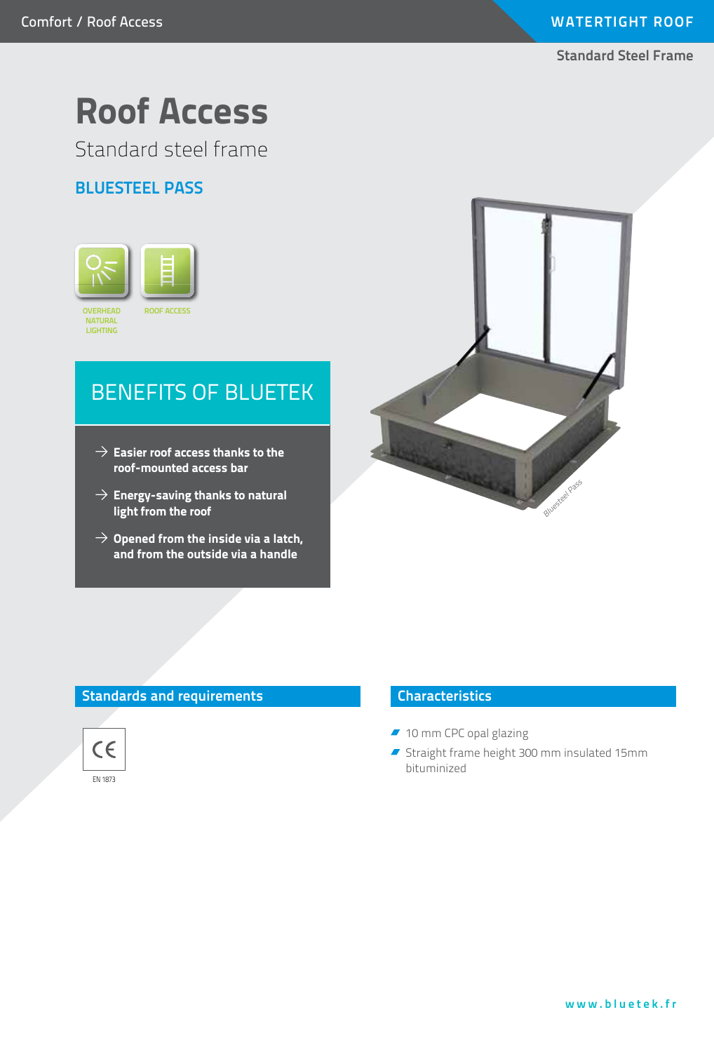# Roof Access

## Standard steel frame

### BLUESTEEL PASS

OVERHEAD NATURAL LIGHTING

ROOF ACCESS

## BENEFITS OF BLUETEK

- → **Easier roof access thanks to the roof-mounted access bar**
- → **Energy-saving thanks to natural light from the roof**
- → **Opened from the inside via a latch, and from the outside via a handle**

## Standards and requirements

CE

EN 1873

## Characteristics

- 10 mm CPC opal glazing
- Straight frame height 300 mm insulated 15mm bituminized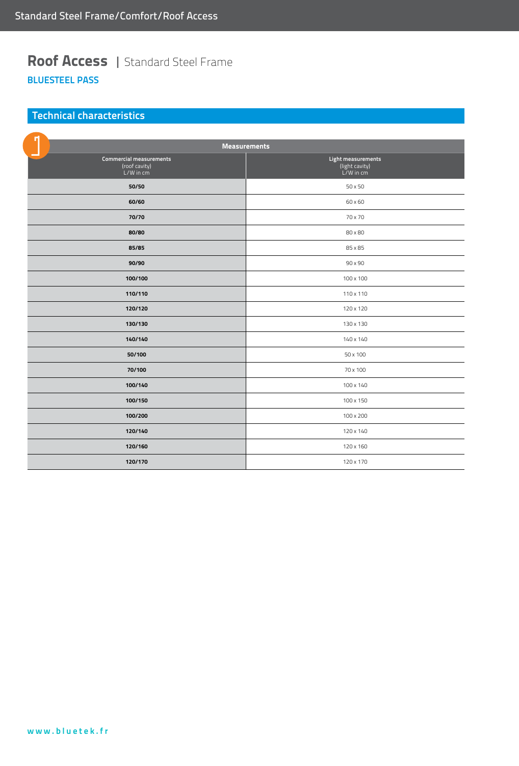# Roof Access | Standard Steel Frame

**BLUESTEEL PASS**

## Technical characteristics

| Measurements | |
|---|---|
| **Commercial measurements** (roof cavity) L/W in cm | **Light measurements** (light cavity) L/W in cm |
| **50/50** | 50 x 50 |
| **60/60** | 60 x 60 |
| **70/70** | 70 x 70 |
| **80/80** | 80 x 80 |
| **85/85** | 85 x 85 |
| **90/90** | 90 x 90 |
| **100/100** | 100 x 100 |
| **110/110** | 110 x 110 |
| **120/120** | 120 x 120 |
| **130/130** | 130 x 130 |
| **140/140** | 140 x 140 |
| **50/100** | 50 x 100 |
| **70/100** | 70 x 100 |
| **100/140** | 100 x 140 |
| **100/150** | 100 x 150 |
| **100/200** | 100 x 200 |
| **120/140** | 120 x 140 |
| **120/160** | 120 x 160 |
| **120/170** | 120 x 170 |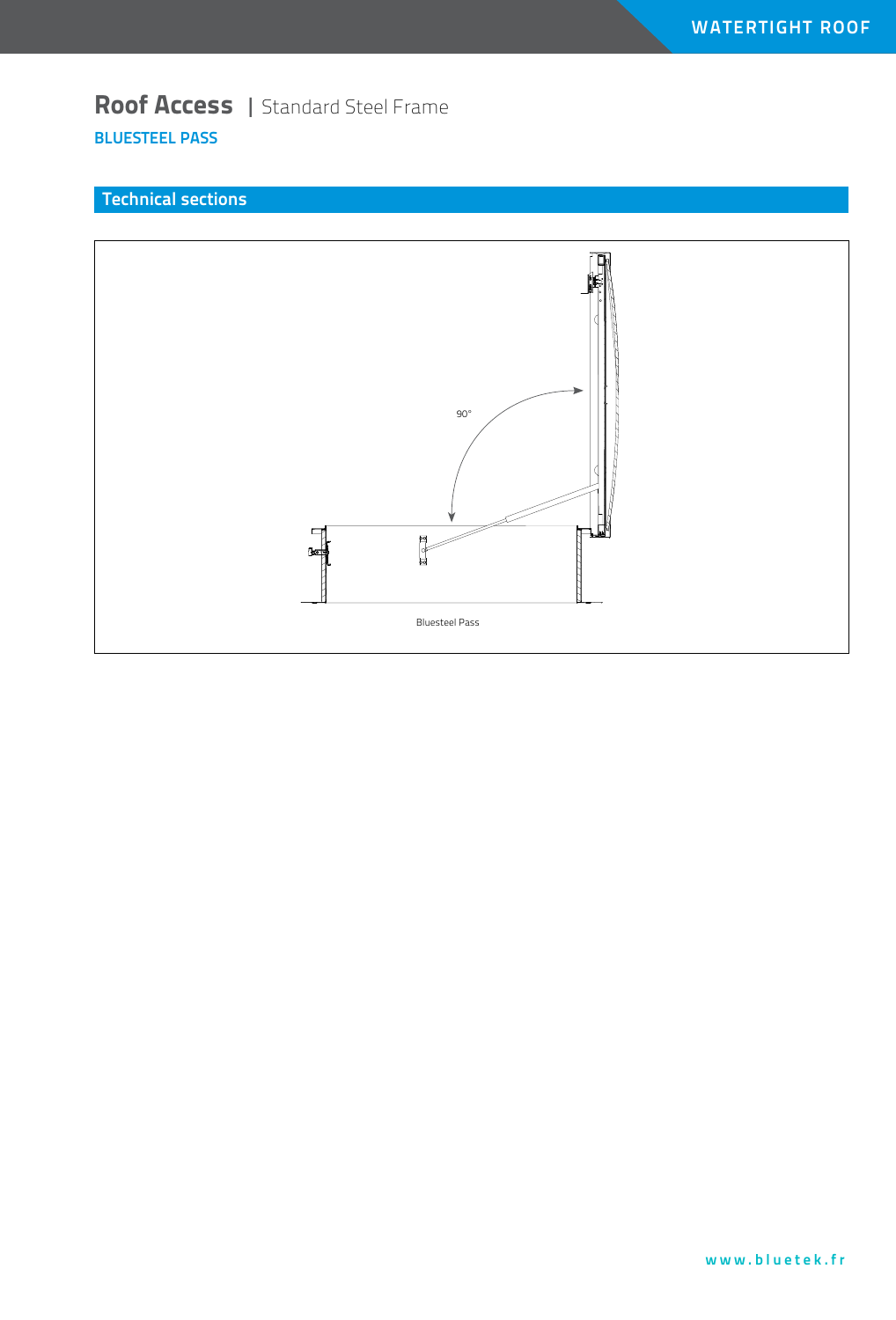# Roof Access | Standard Steel Frame

**BLUESTEEL PASS**

## Technical sections

90°

Bluesteel Pass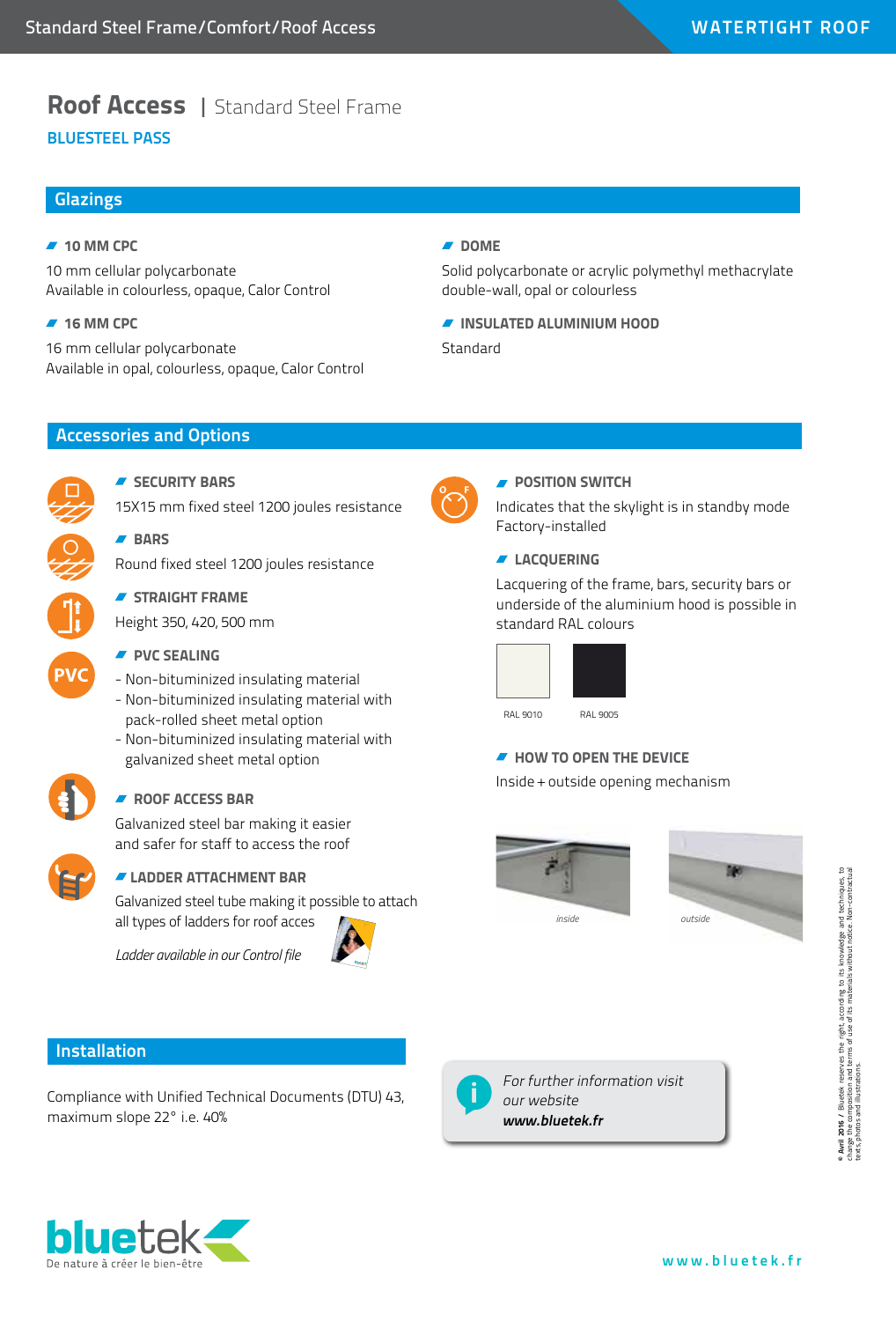# Roof Access | Standard Steel Frame

**BLUESTEEL PASS**

## Glazings

### 10 MM CPC

10 mm cellular polycarbonate
Available in colourless, opaque, Calor Control

### 16 MM CPC

16 mm cellular polycarbonate
Available in opal, colourless, opaque, Calor Control

### DOME

Solid polycarbonate or acrylic polymethyl methacrylate double-wall, opal or colourless

### INSULATED ALUMINIUM HOOD

Standard

## Accessories and Options

### SECURITY BARS

15X15 mm fixed steel 1200 joules resistance

### BARS

Round fixed steel 1200 joules resistance

### STRAIGHT FRAME

Height 350, 420, 500 mm

### PVC SEALING

- Non-bituminized insulating material
- Non-bituminized insulating material with pack-rolled sheet metal option
- Non-bituminized insulating material with galvanized sheet metal option

### ROOF ACCESS BAR

Galvanized steel bar making it easier and safer for staff to access the roof

### LADDER ATTACHMENT BAR

Galvanized steel tube making it possible to attach all types of ladders for roof acces

*Ladder available in our Control file*

### POSITION SWITCH

Indicates that the skylight is in standby mode
Factory-installed

### LACQUERING

Lacquering of the frame, bars, security bars or underside of the aluminium hood is possible in standard RAL colours

RAL 9010

RAL 9005

### HOW TO OPEN THE DEVICE

Inside + outside opening mechanism

*inside*

*outside*

## Installation

Compliance with Unified Technical Documents (DTU) 43, maximum slope 22° i.e. 40%

*For further information visit our website*
***www.bluetek.fr***

© Avril 2016 / Bluetek reserves the right, according to its knowledge and techniques, to change the composition and terms of use of its materials without notice. Non-contractual texts, photos and illustrations.

bluetek
De nature à créer le bien-être

www.bluetek.fr